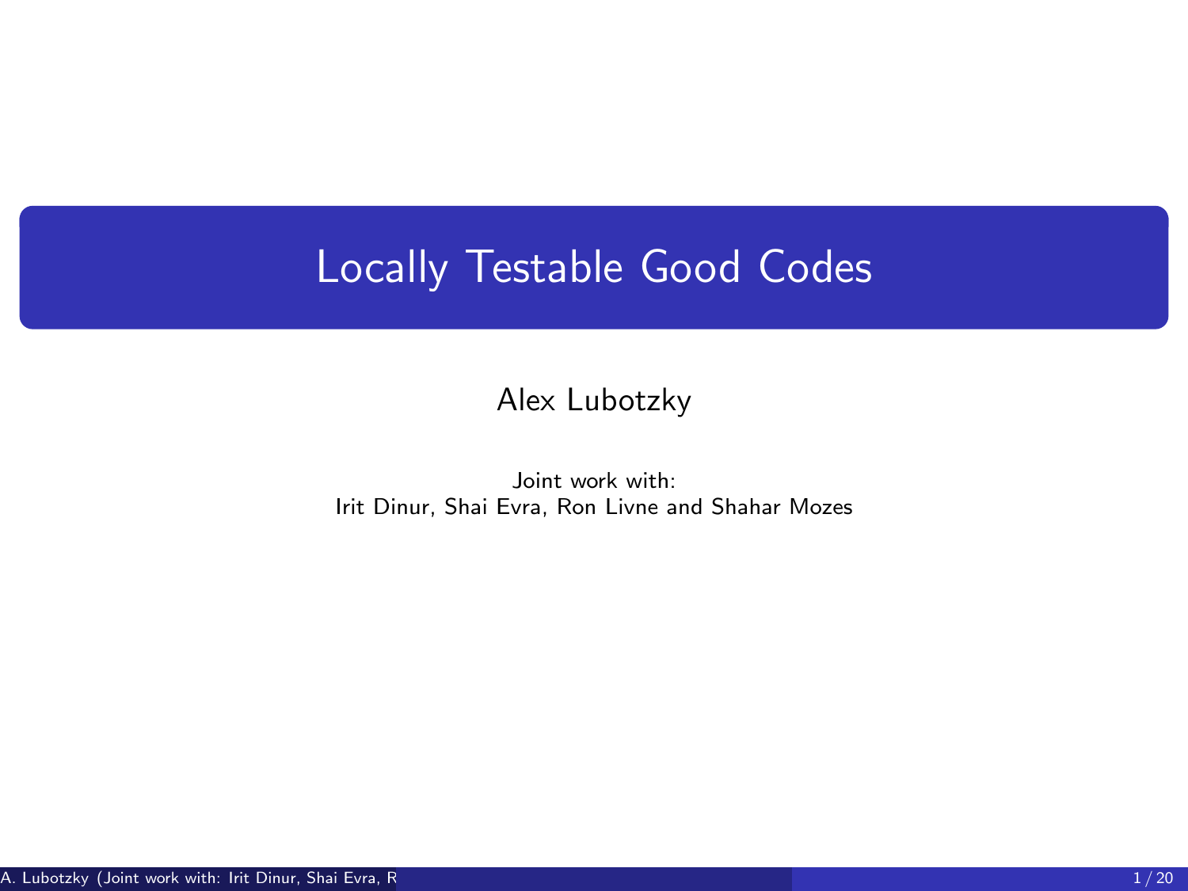# Locally Testable Good Codes

Alex Lubotzky

Joint work with:
Irit Dinur, Shai Evra, Ron Livne and Shahar Mozes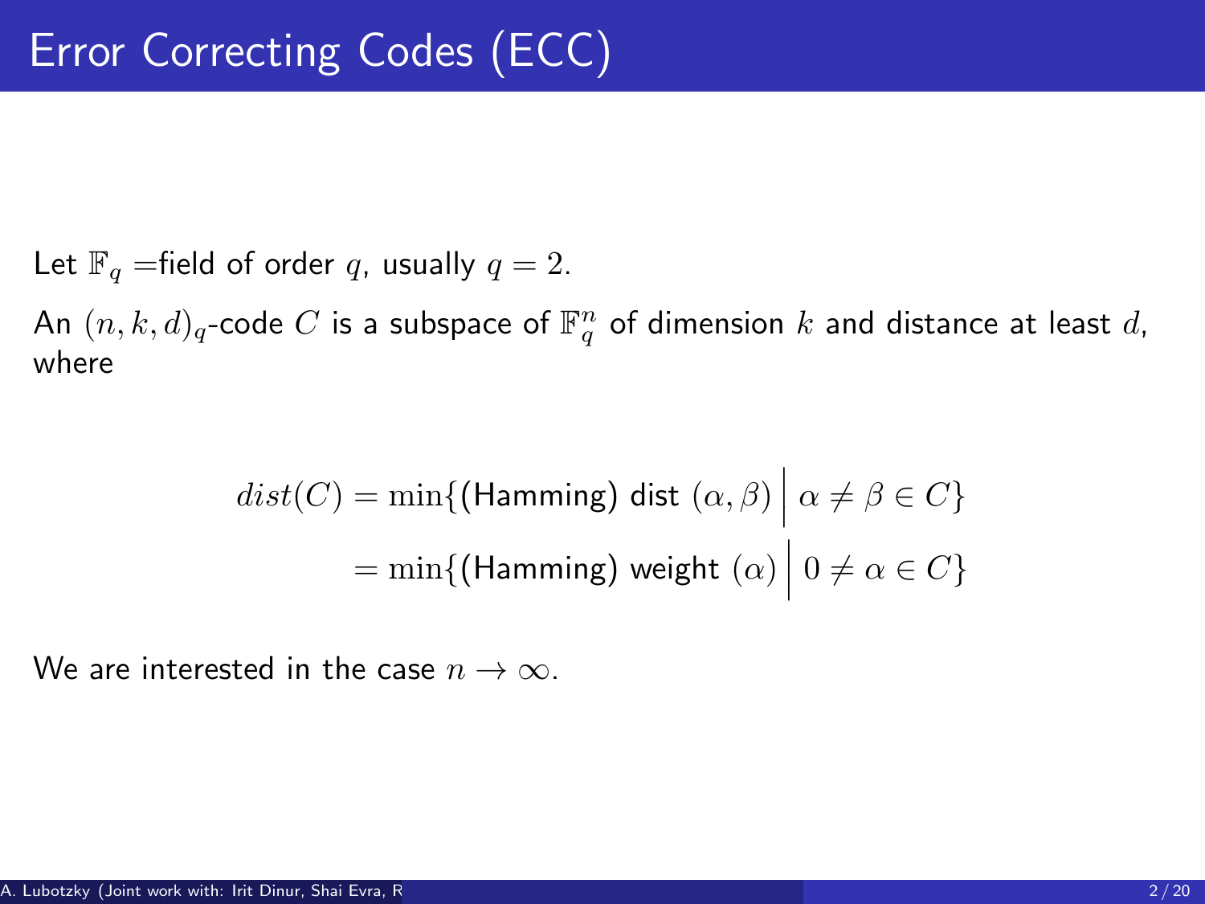# Error Correcting Codes (ECC)

Let $\mathbb{F}_q$ =field of order $q$, usually $q = 2$.

An $(n, k, d)_q$-code $C$ is a subspace of $\mathbb{F}_q^n$ of dimension $k$ and distance at least $d$, where

$$
\begin{aligned}
dist(C) &= \min\{\text{(Hamming) dist } (\alpha, \beta) \,\Big|\, \alpha \neq \beta \in C\} \\
&= \min\{\text{(Hamming) weight } (\alpha) \,\Big|\, 0 \neq \alpha \in C\}
\end{aligned}
$$

We are interested in the case $n \to \infty$.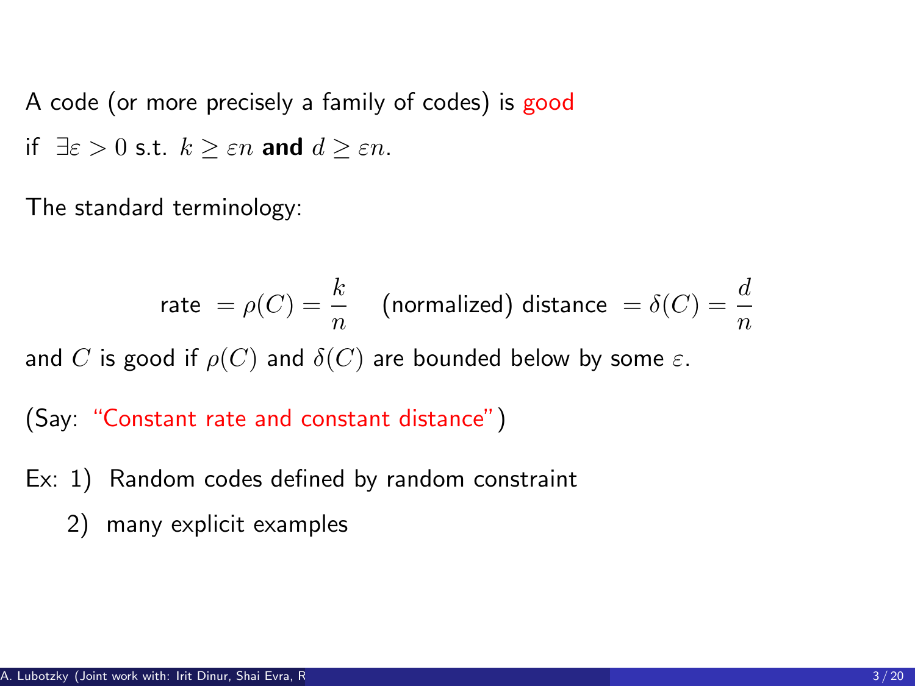A code (or more precisely a family of codes) is good

if $\exists \varepsilon > 0$ s.t. $k \geq \varepsilon n$ **and** $d \geq \varepsilon n$.

The standard terminology:

$$\text{rate } = \rho(C) = \frac{k}{n} \quad \text{(normalized) distance } = \delta(C) = \frac{d}{n}$$

and $C$ is good if $\rho(C)$ and $\delta(C)$ are bounded below by some $\varepsilon$.

(Say: "Constant rate and constant distance")

Ex: 1) Random codes defined by random constraint

2) many explicit examples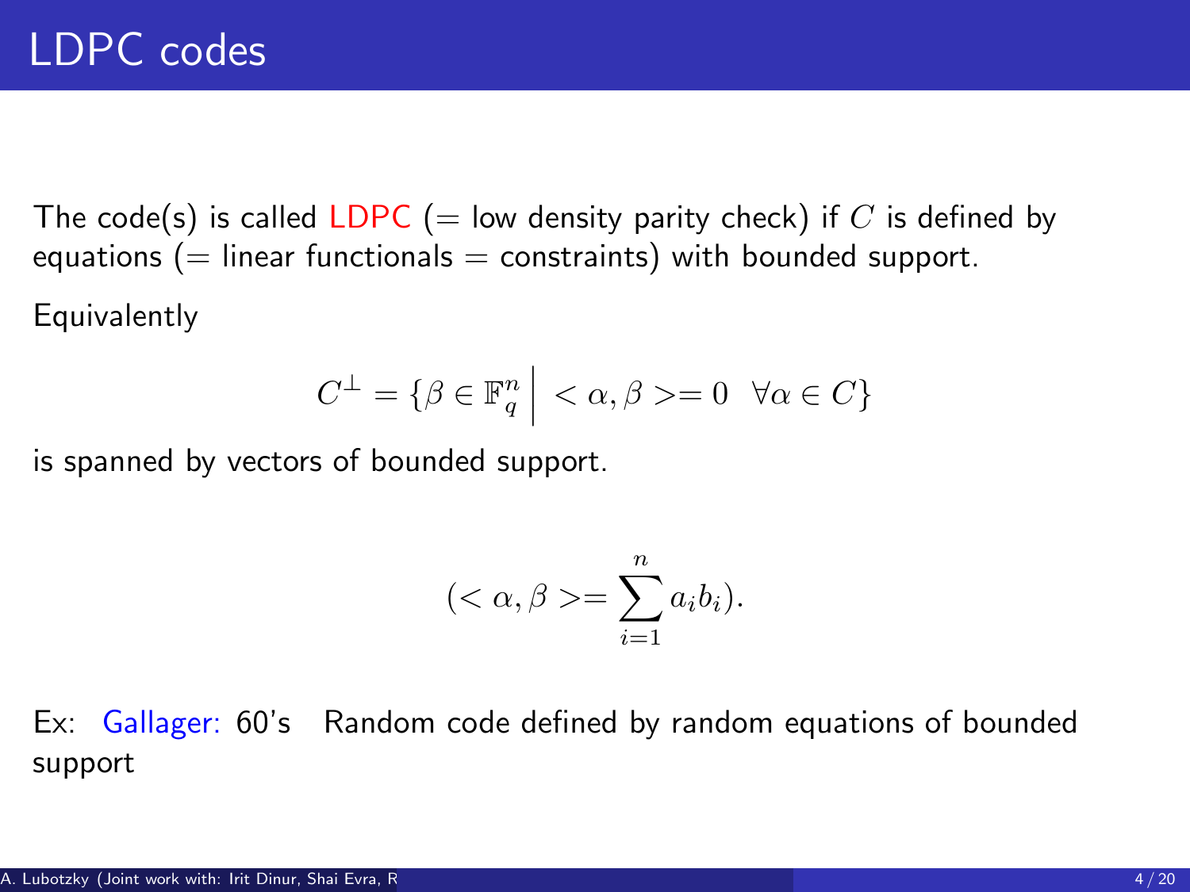# LDPC codes

The code(s) is called LDPC (= low density parity check) if $C$ is defined by equations (= linear functionals = constraints) with bounded support.

Equivalently

$$C^{\perp} = \{\beta \in \mathbb{F}_q^n \,\Big|\, < \alpha, \beta >= 0 \ \ \forall \alpha \in C\}$$

is spanned by vectors of bounded support.

$$(< \alpha, \beta >= \sum_{i=1}^{n} a_i b_i).$$

Ex: Gallager: 60's Random code defined by random equations of bounded support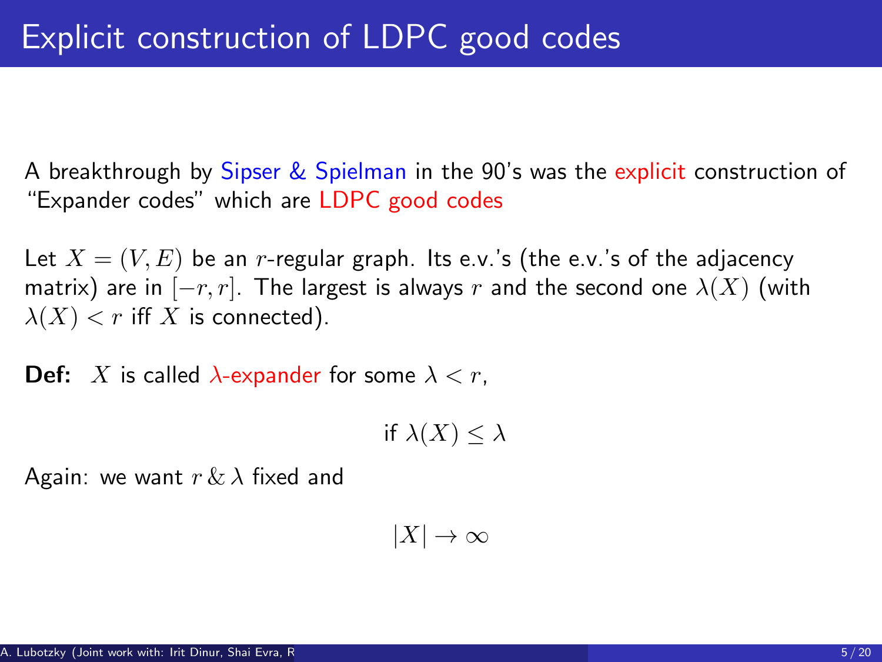# Explicit construction of LDPC good codes

A breakthrough by Sipser & Spielman in the 90's was the explicit construction of "Expander codes" which are LDPC good codes

Let $X = (V, E)$ be an $r$-regular graph. Its e.v.'s (the e.v.'s of the adjacency matrix) are in $[-r, r]$. The largest is always $r$ and the second one $\lambda(X)$ (with $\lambda(X) < r$ iff $X$ is connected).

**Def:** $X$ is called $\lambda$-expander for some $\lambda < r$,

$$\text{if } \lambda(X) \leq \lambda$$

Again: we want $r \,\&\, \lambda$ fixed and

$$|X| \to \infty$$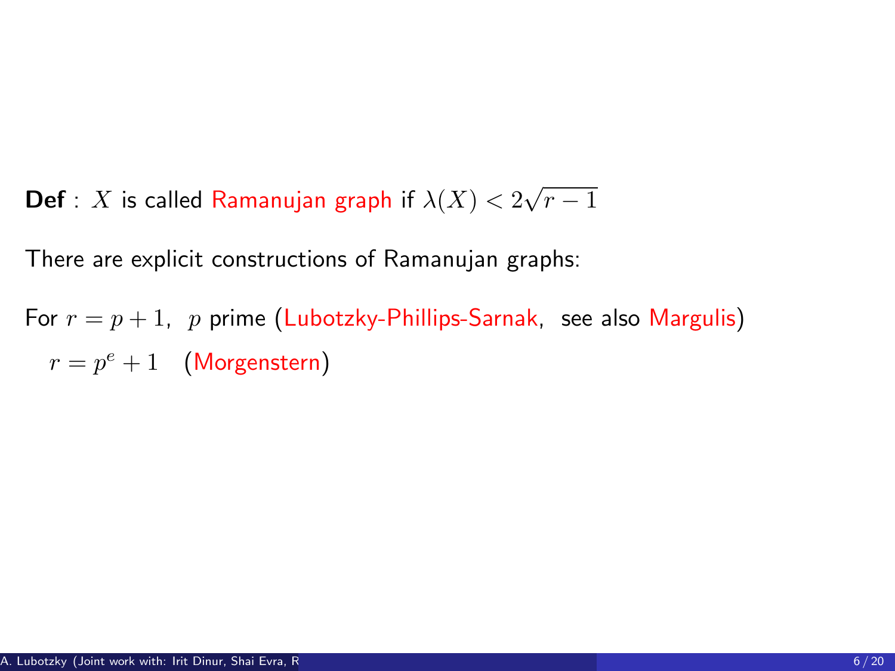**Def** : $X$ is called Ramanujan graph if $\lambda(X) < 2\sqrt{r-1}$

There are explicit constructions of Ramanujan graphs:

For $r = p + 1$, $p$ prime (Lubotzky-Phillips-Sarnak, see also Margulis)

$r = p^e + 1$ (Morgenstern)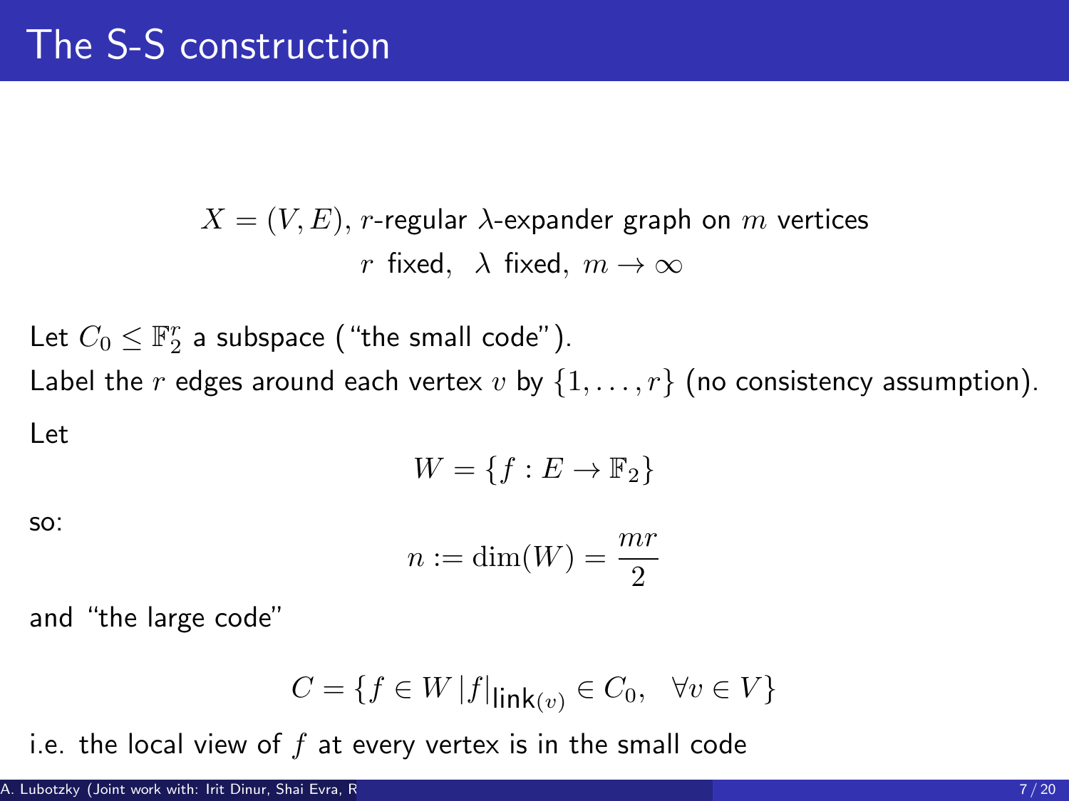# The S-S construction

$$X = (V, E),\ r\text{-regular } \lambda\text{-expander graph on } m \text{ vertices}$$
$$r \text{ fixed}, \quad \lambda \text{ fixed}, \ m \to \infty$$

Let $C_0 \leq \mathbb{F}_2^r$ a subspace ("the small code").

Label the $r$ edges around each vertex $v$ by $\{1, \ldots, r\}$ (no consistency assumption).

Let

$$W = \{f : E \to \mathbb{F}_2\}$$

so:

$$n := \dim(W) = \frac{mr}{2}$$

and "the large code"

$$C = \{f \in W \,|f|_{\mathsf{link}(v)} \in C_0, \quad \forall v \in V\}$$

i.e. the local view of $f$ at every vertex is in the small code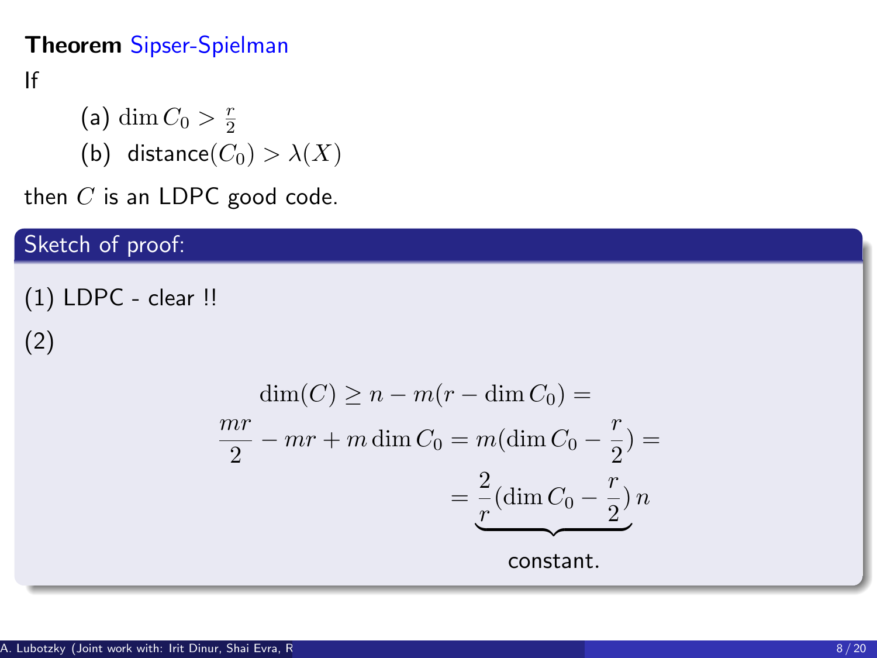**Theorem** Sipser-Spielman

If

(a) $\dim C_0 > \frac{r}{2}$

(b) distance$(C_0) > \lambda(X)$

then $C$ is an LDPC good code.

## Sketch of proof:

(1) LDPC - clear !!

(2)

$$\dim(C) \geq n - m(r - \dim C_0) =$$

$$\frac{mr}{2} - mr + m \dim C_0 = m(\dim C_0 - \frac{r}{2}) =$$

$$= \underbrace{\frac{2}{r}(\dim C_0 - \frac{r}{2})}_{\text{constant.}} n$$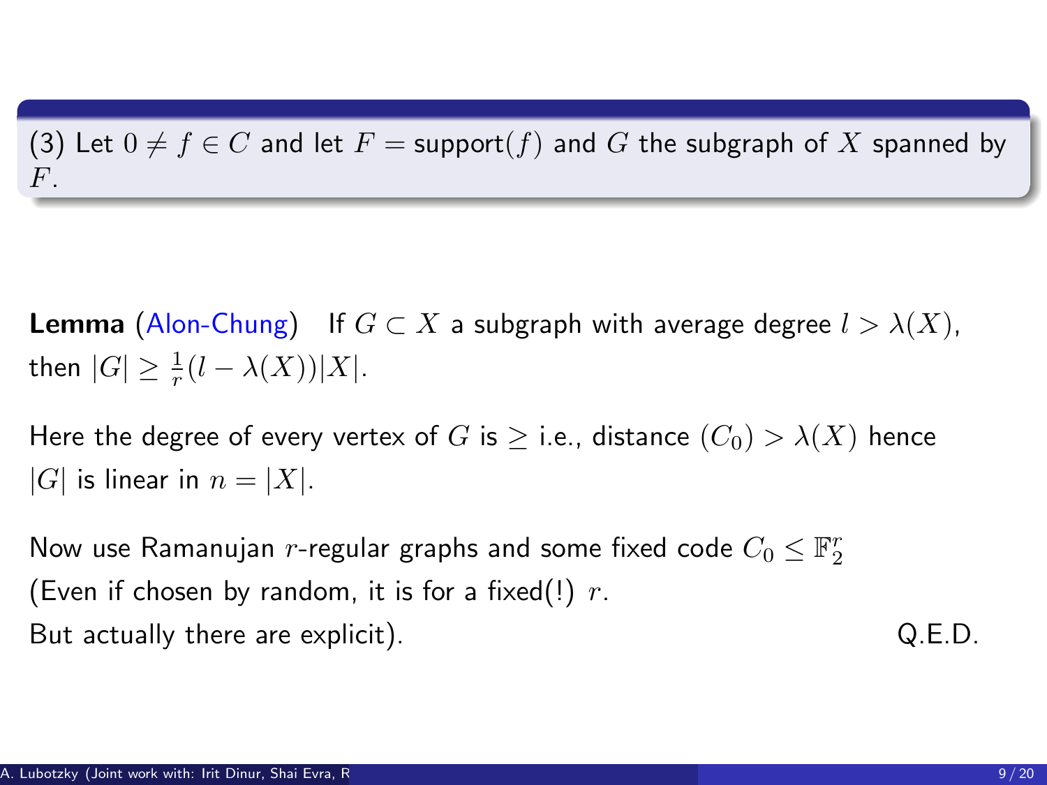(3) Let $0 \neq f \in C$ and let $F = \text{support}(f)$ and $G$ the subgraph of $X$ spanned by $F$.

**Lemma** (Alon-Chung) If $G \subset X$ a subgraph with average degree $l > \lambda(X)$, then $|G| \geq \frac{1}{r}(l - \lambda(X))|X|$.

Here the degree of every vertex of $G$ is $\geq$ i.e., distance $(C_0) > \lambda(X)$ hence $|G|$ is linear in $n = |X|$.

Now use Ramanujan $r$-regular graphs and some fixed code $C_0 \leq \mathbb{F}_2^r$
(Even if chosen by random, it is for a fixed(!) $r$.
But actually there are explicit). Q.E.D.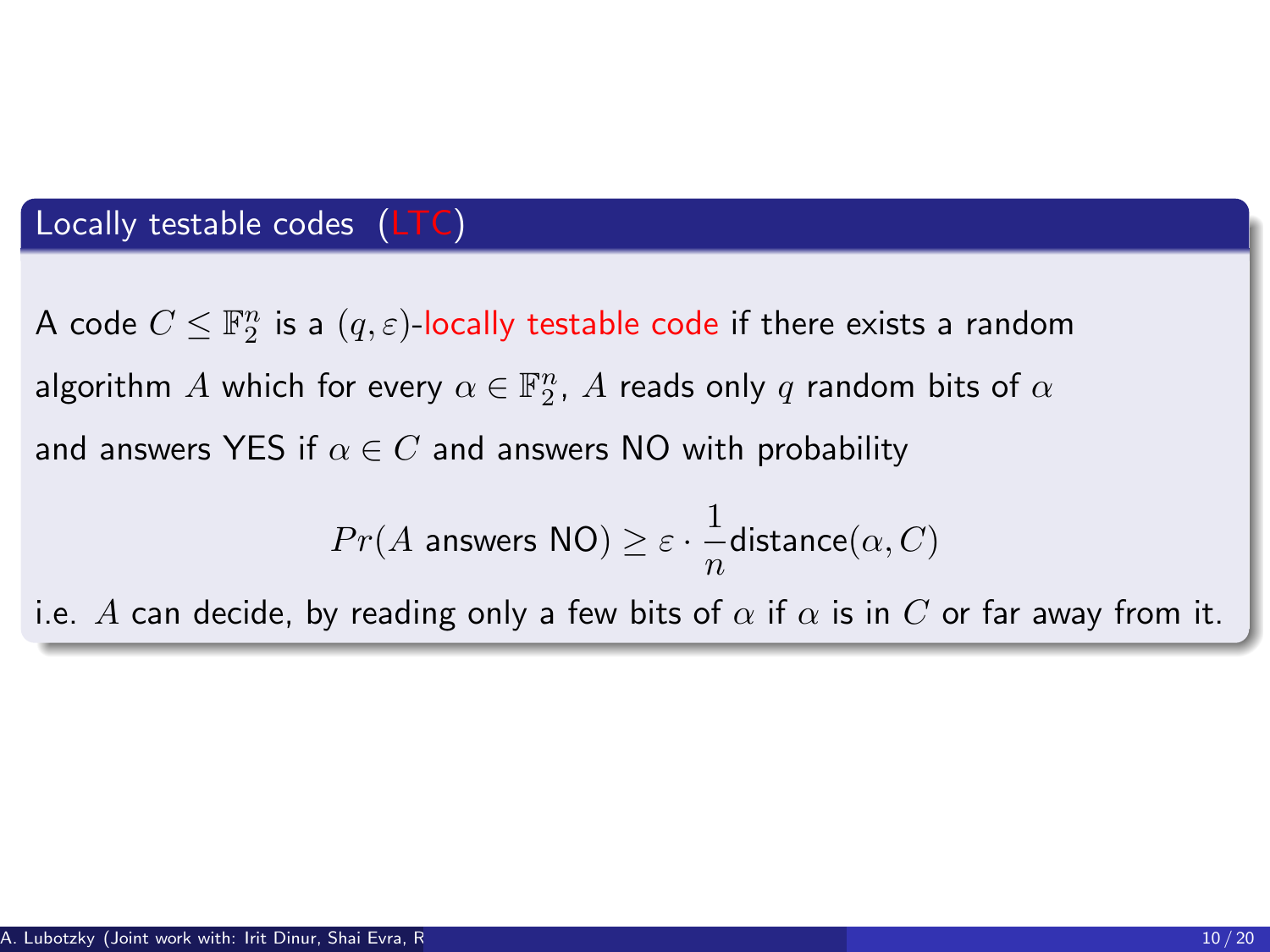## Locally testable codes (LTC)

A code $C \leq \mathbb{F}_2^n$ is a $(q, \varepsilon)$-locally testable code if there exists a random algorithm $A$ which for every $\alpha \in \mathbb{F}_2^n$, $A$ reads only $q$ random bits of $\alpha$ and answers YES if $\alpha \in C$ and answers NO with probability

$$Pr(A \text{ answers NO}) \geq \varepsilon \cdot \frac{1}{n} \text{distance}(\alpha, C)$$

i.e. $A$ can decide, by reading only a few bits of $\alpha$ if $\alpha$ is in $C$ or far away from it.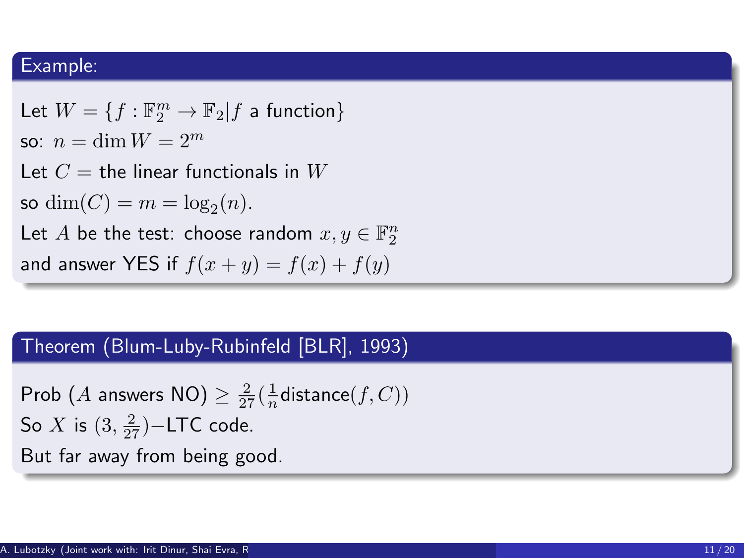### Example:

Let $W = \{f : \mathbb{F}_2^m \to \mathbb{F}_2 | f \text{ a function}\}$

so: $n = \dim W = 2^m$

Let $C =$ the linear functionals in $W$

so $\dim(C) = m = \log_2(n)$.

Let $A$ be the test: choose random $x, y \in \mathbb{F}_2^n$

and answer YES if $f(x + y) = f(x) + f(y)$

### Theorem (Blum-Luby-Rubinfeld [BLR], 1993)

Prob ($A$ answers NO) $\geq \frac{2}{27}(\frac{1}{n}\text{distance}(f, C))$

So $X$ is $(3, \frac{2}{27})-$LTC code.

But far away from being good.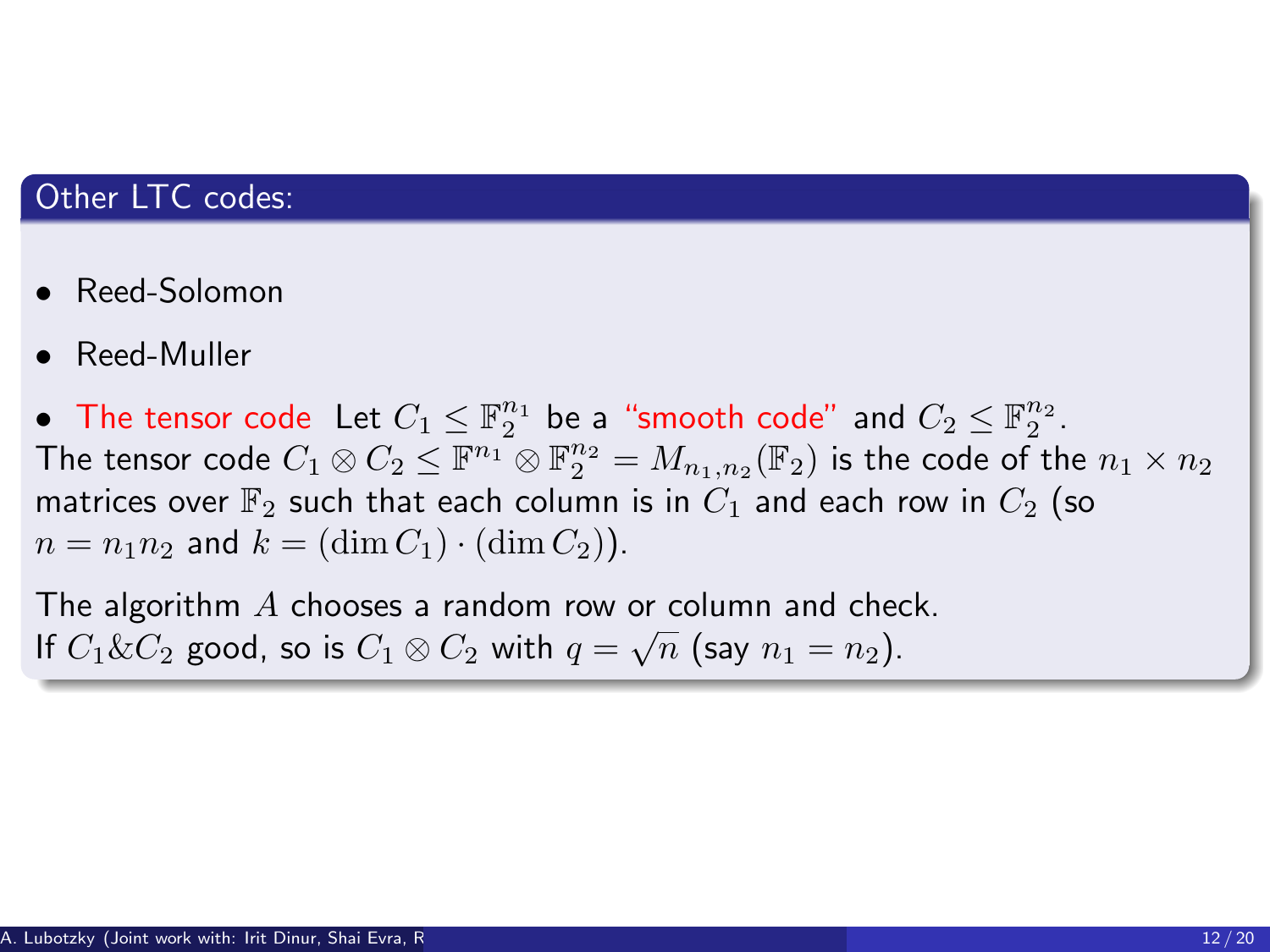## Other LTC codes:

- Reed-Solomon
- Reed-Muller
- The tensor code Let $C_1 \leq \mathbb{F}_2^{n_1}$ be a "smooth code" and $C_2 \leq \mathbb{F}_2^{n_2}$.

The tensor code $C_1 \otimes C_2 \leq \mathbb{F}^{n_1} \otimes \mathbb{F}_2^{n_2} = M_{n_1,n_2}(\mathbb{F}_2)$ is the code of the $n_1 \times n_2$ matrices over $\mathbb{F}_2$ such that each column is in $C_1$ and each row in $C_2$ (so $n = n_1 n_2$ and $k = (\dim C_1) \cdot (\dim C_2)$).

The algorithm $A$ chooses a random row or column and check.
If $C_1 \& C_2$ good, so is $C_1 \otimes C_2$ with $q = \sqrt{n}$ (say $n_1 = n_2$).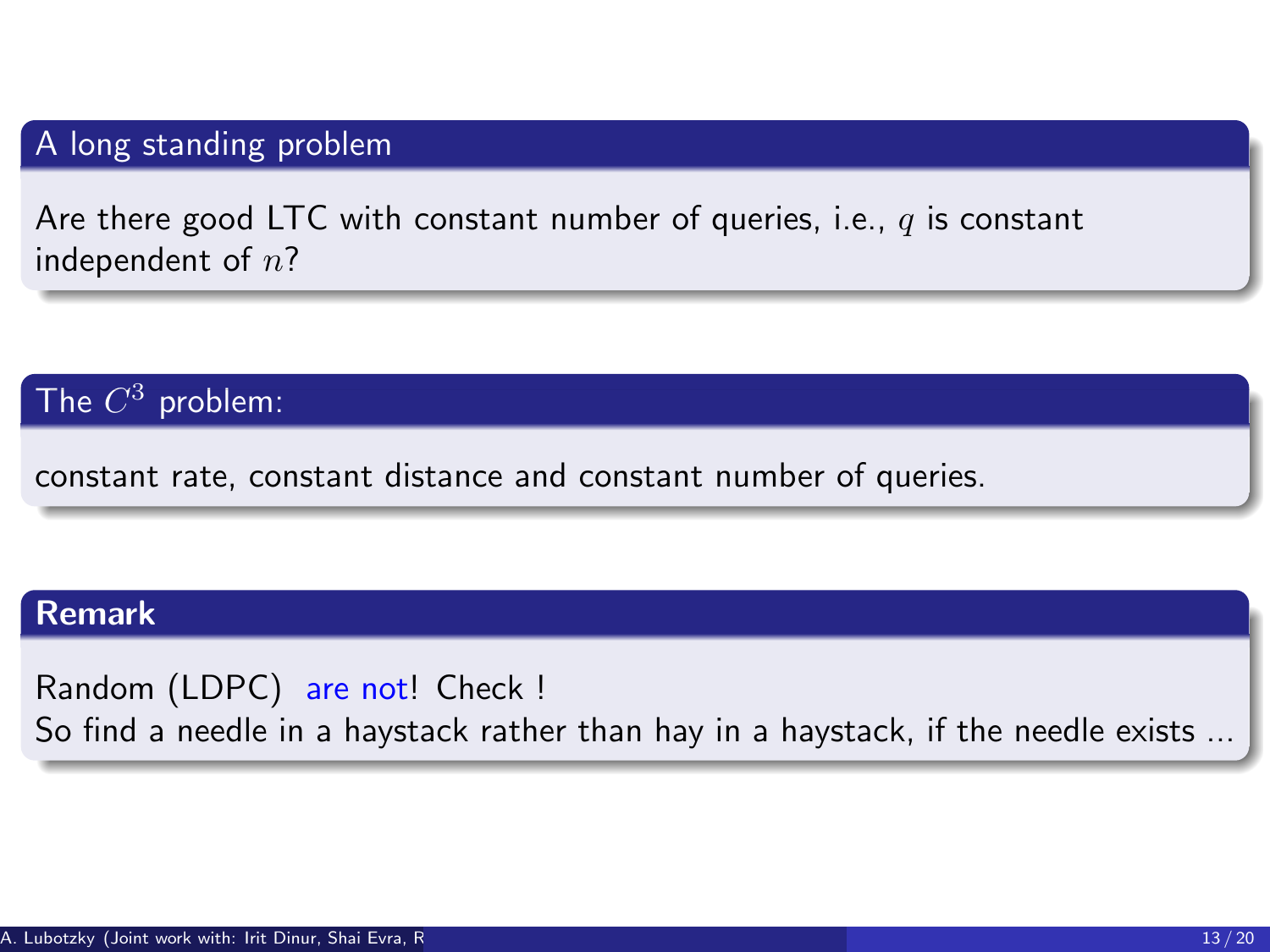### A long standing problem

Are there good LTC with constant number of queries, i.e., $q$ is constant independent of $n$?

### The $C^3$ problem:

constant rate, constant distance and constant number of queries.

### **Remark**

Random (LDPC) are not! Check !
So find a needle in a haystack rather than hay in a haystack, if the needle exists ...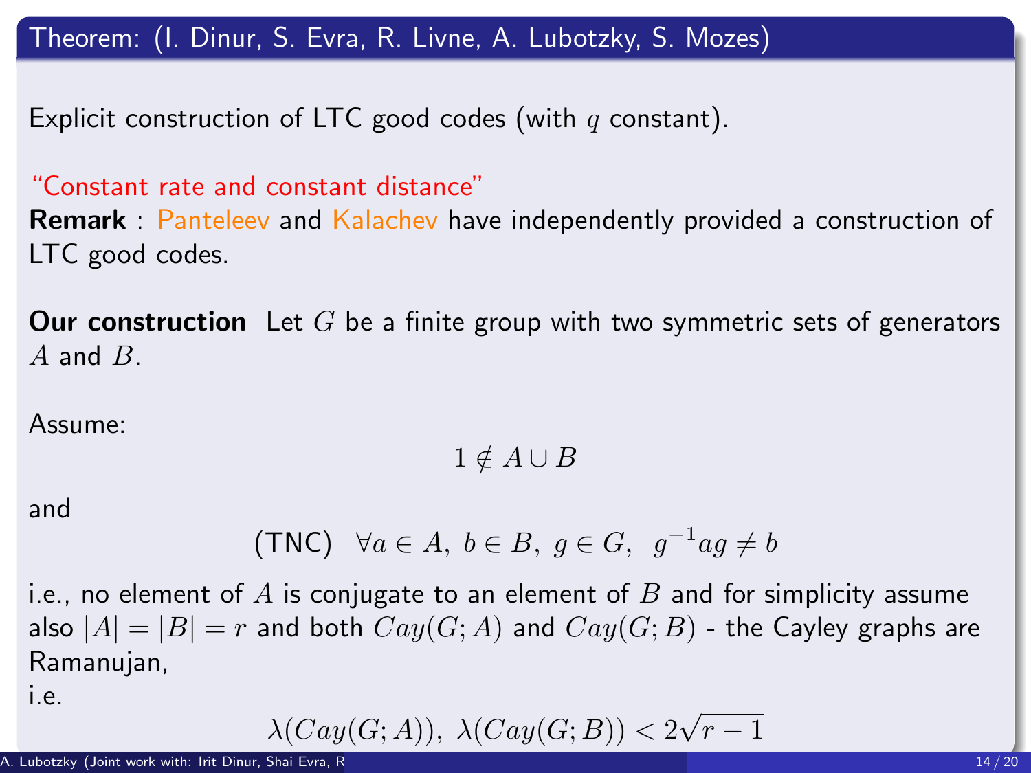## Theorem: (I. Dinur, S. Evra, R. Livne, A. Lubotzky, S. Mozes)

Explicit construction of LTC good codes (with $q$ constant).

"Constant rate and constant distance"

**Remark** : Panteleev and Kalachev have independently provided a construction of LTC good codes.

**Our construction** Let $G$ be a finite group with two symmetric sets of generators $A$ and $B$.

Assume:

$$1 \notin A \cup B$$

and

$$\text{(TNC)} \quad \forall a \in A,\ b \in B,\ g \in G, \quad g^{-1}ag \neq b$$

i.e., no element of $A$ is conjugate to an element of $B$ and for simplicity assume also $|A| = |B| = r$ and both $Cay(G;A)$ and $Cay(G;B)$ - the Cayley graphs are Ramanujan,

i.e.

$$\lambda(Cay(G;A)),\ \lambda(Cay(G;B)) < 2\sqrt{r-1}$$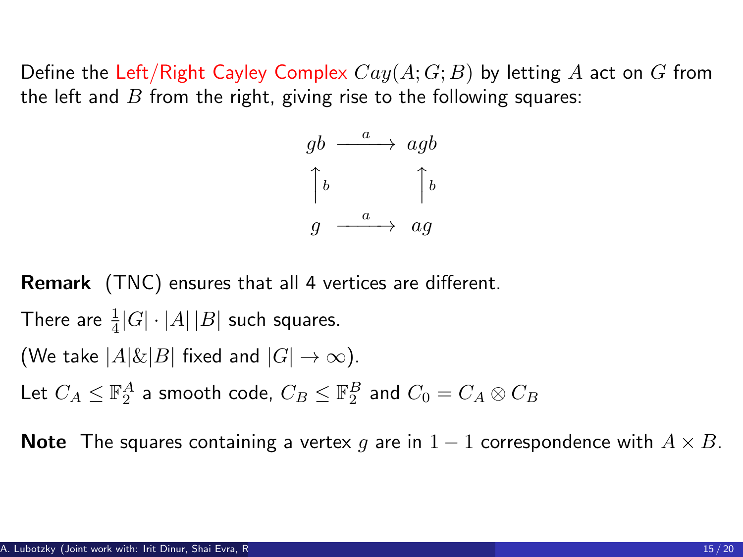Define the Left/Right Cayley Complex $Cay(A; G; B)$ by letting $A$ act on $G$ from the left and $B$ from the right, giving rise to the following squares:

$$
\begin{array}{ccc}
gb & \xrightarrow{\quad a \quad} & agb \\
\uparrow b & & \uparrow b \\
g & \xrightarrow{\quad a \quad} & ag
\end{array}
$$

**Remark** (TNC) ensures that all 4 vertices are different.

There are $\frac{1}{4}|G| \cdot |A|\,|B|$ such squares.

(We take $|A| \& |B|$ fixed and $|G| \to \infty$).

Let $C_A \leq \mathbb{F}_2^A$ a smooth code, $C_B \leq \mathbb{F}_2^B$ and $C_0 = C_A \otimes C_B$

**Note** The squares containing a vertex $g$ are in $1-1$ correspondence with $A \times B$.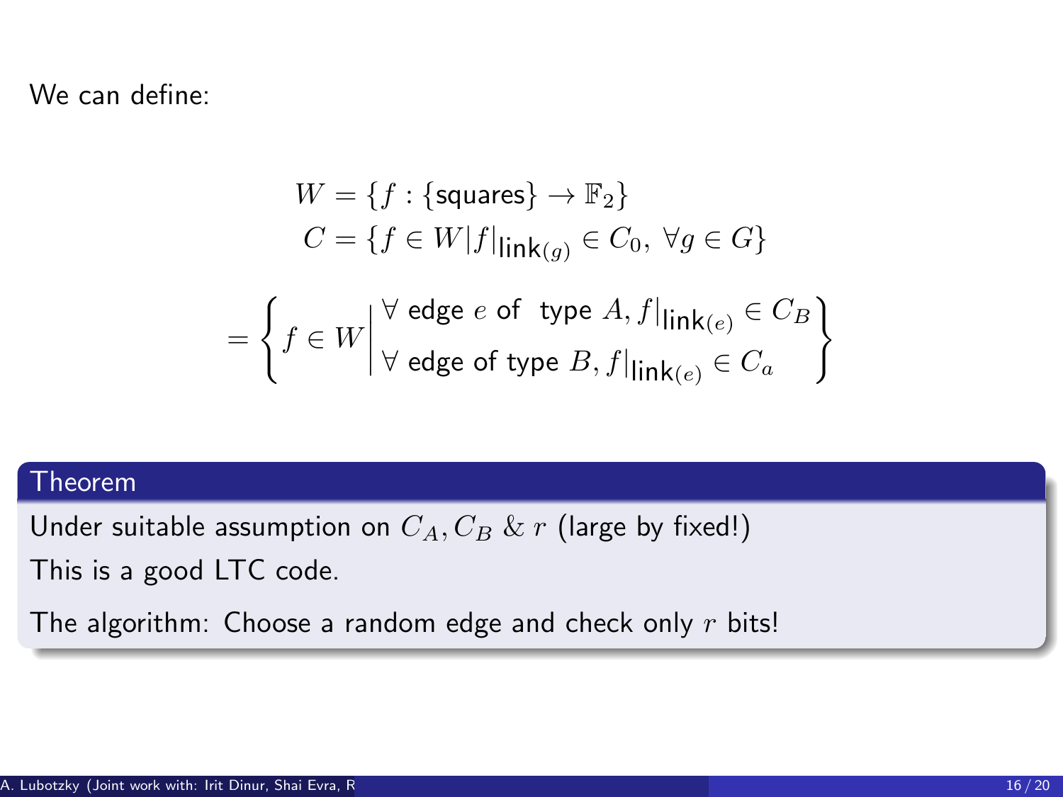We can define:

$$W = \{f : \{\text{squares}\} \to \mathbb{F}_2\}$$

$$C = \{f \in W | f|_{\text{link}(g)} \in C_0, \ \forall g \in G\}$$

$$= \left\{ f \in W \middle| \begin{array}{l} \forall \text{ edge } e \text{ of type } A, f|_{\text{link}(e)} \in C_B \\ \forall \text{ edge of type } B, f|_{\text{link}(e)} \in C_a \end{array} \right\}$$

**Theorem**

Under suitable assumption on $C_A, C_B$ & $r$ (large by fixed!)

This is a good LTC code.

The algorithm: Choose a random edge and check only $r$ bits!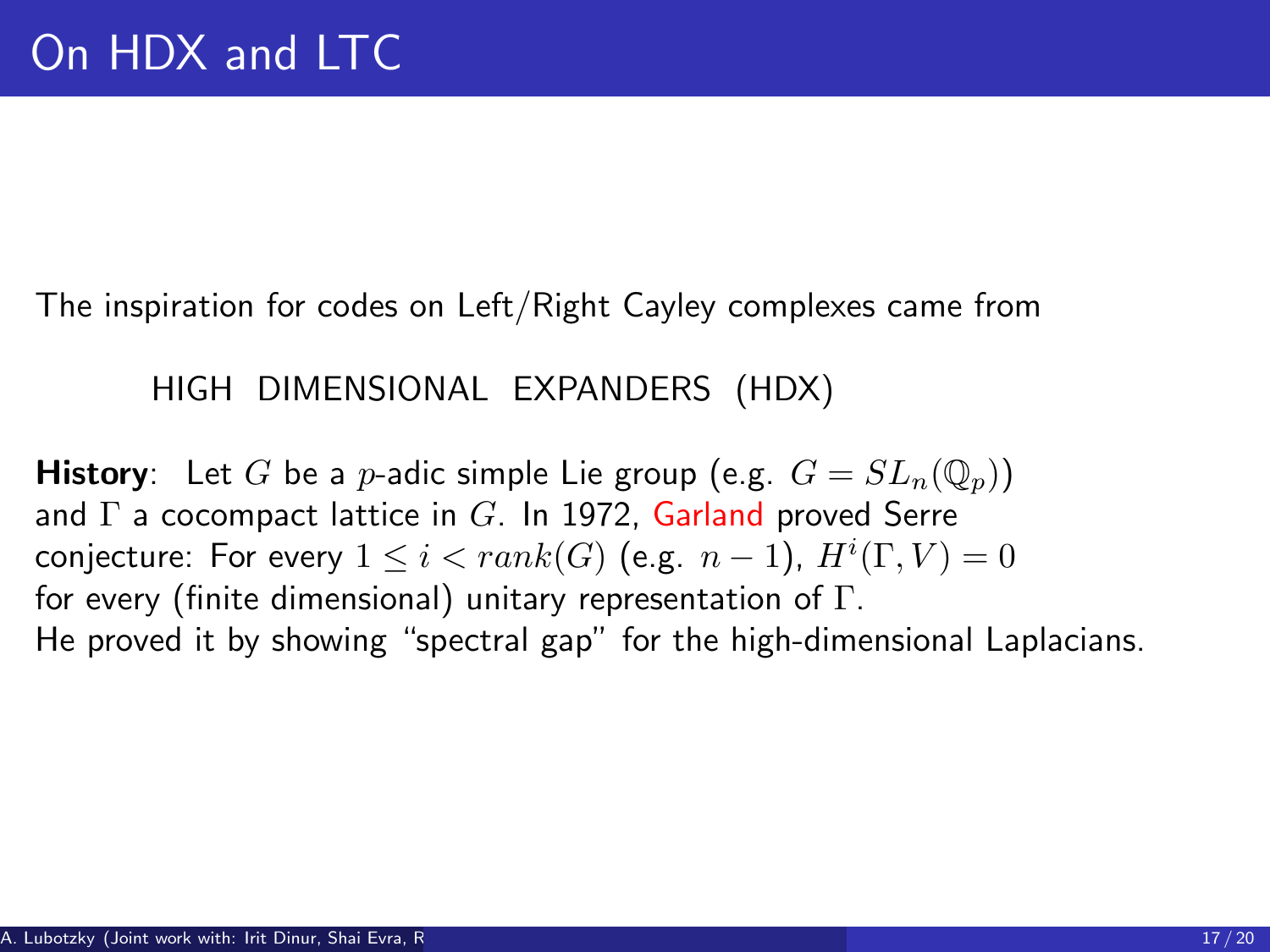# On HDX and LTC

The inspiration for codes on Left/Right Cayley complexes came from

HIGH DIMENSIONAL EXPANDERS (HDX)

**History**: Let $G$ be a $p$-adic simple Lie group (e.g. $G = SL_n(\mathbb{Q}_p)$) and $\Gamma$ a cocompact lattice in $G$. In 1972, Garland proved Serre conjecture: For every $1 \leq i < rank(G)$ (e.g. $n-1$), $H^i(\Gamma, V) = 0$ for every (finite dimensional) unitary representation of $\Gamma$.
He proved it by showing "spectral gap" for the high-dimensional Laplacians.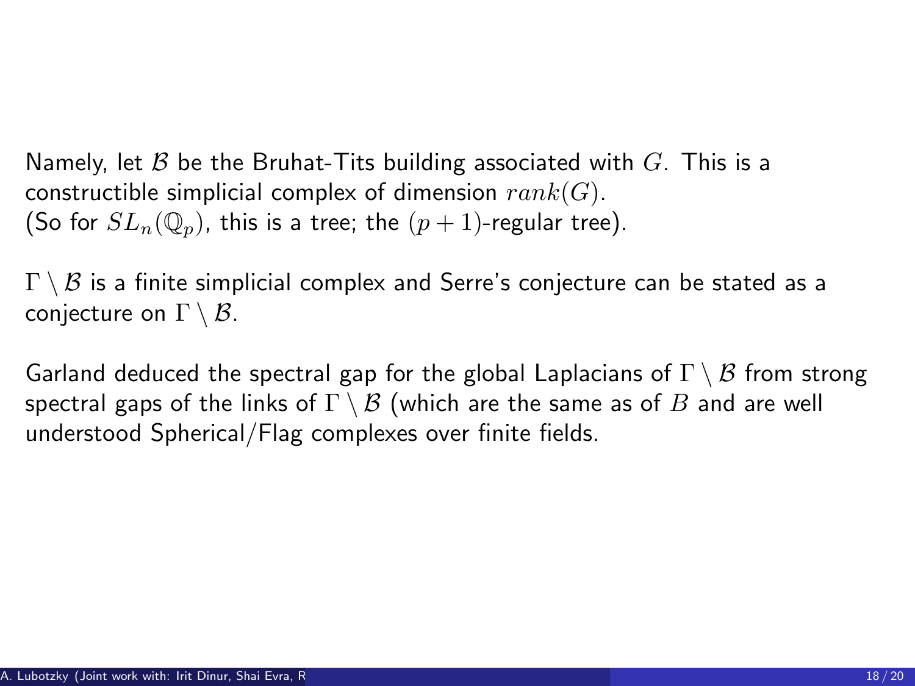Namely, let $\mathcal{B}$ be the Bruhat-Tits building associated with $G$. This is a constructible simplicial complex of dimension $rank(G)$.
(So for $SL_n(\mathbb{Q}_p)$, this is a tree; the $(p+1)$-regular tree).

$\Gamma \setminus \mathcal{B}$ is a finite simplicial complex and Serre's conjecture can be stated as a conjecture on $\Gamma \setminus \mathcal{B}$.

Garland deduced the spectral gap for the global Laplacians of $\Gamma \setminus \mathcal{B}$ from strong spectral gaps of the links of $\Gamma \setminus \mathcal{B}$ (which are the same as of $B$ and are well understood Spherical/Flag complexes over finite fields.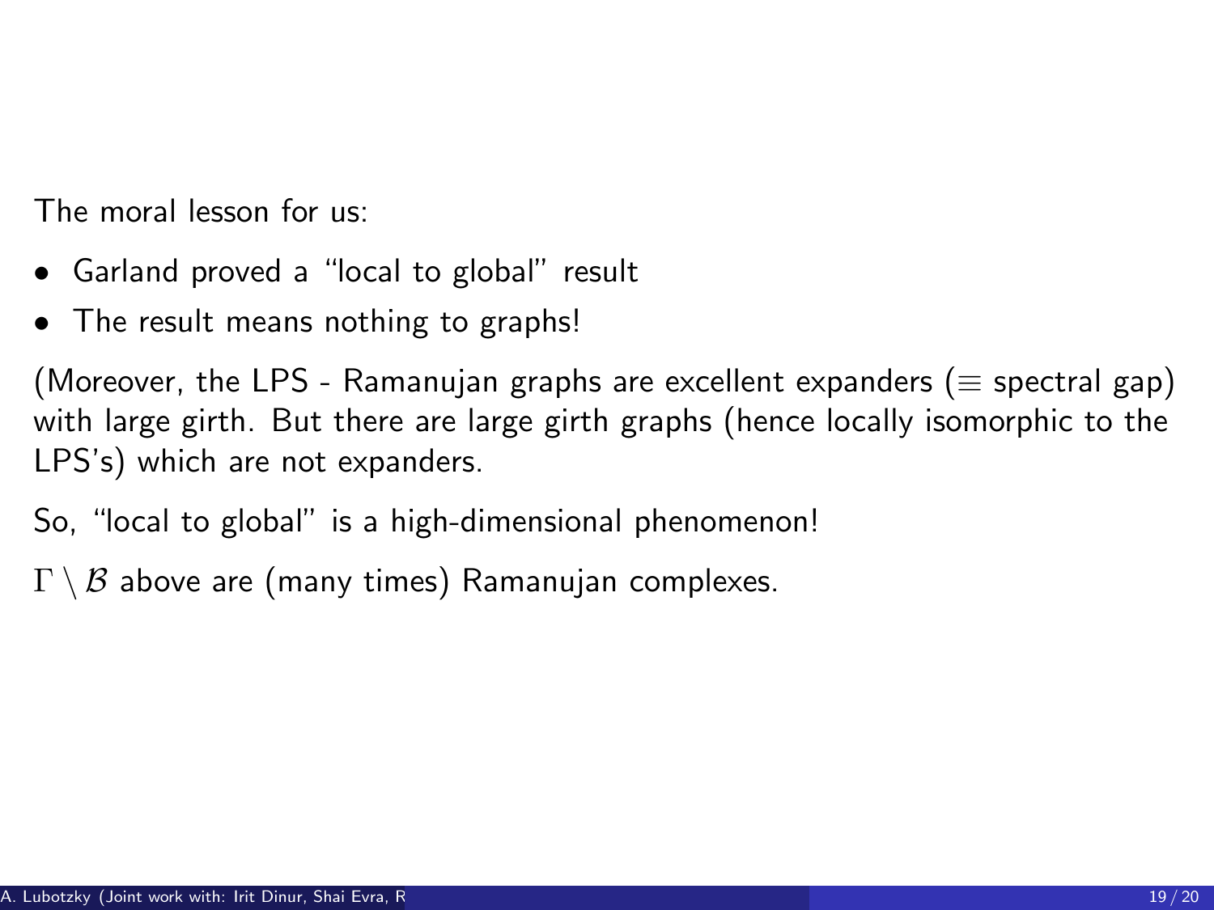The moral lesson for us:

- Garland proved a "local to global" result
- The result means nothing to graphs!

(Moreover, the LPS - Ramanujan graphs are excellent expanders ($\equiv$ spectral gap) with large girth. But there are large girth graphs (hence locally isomorphic to the LPS's) which are not expanders.

So, "local to global" is a high-dimensional phenomenon!

$\Gamma \setminus \mathcal{B}$ above are (many times) Ramanujan complexes.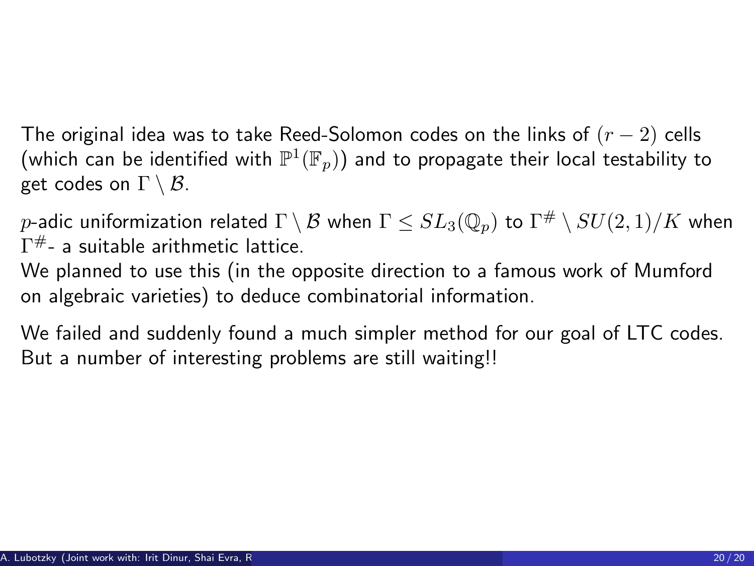The original idea was to take Reed-Solomon codes on the links of $(r-2)$ cells (which can be identified with $\mathbb{P}^1(\mathbb{F}_p)$) and to propagate their local testability to get codes on $\Gamma \setminus \mathcal{B}$.

$p$-adic uniformization related $\Gamma \setminus \mathcal{B}$ when $\Gamma \leq SL_3(\mathbb{Q}_p)$ to $\Gamma^{\#} \setminus SU(2,1)/K$ when $\Gamma^{\#}$- a suitable arithmetic lattice.
We planned to use this (in the opposite direction to a famous work of Mumford on algebraic varieties) to deduce combinatorial information.

We failed and suddenly found a much simpler method for our goal of LTC codes. But a number of interesting problems are still waiting!!